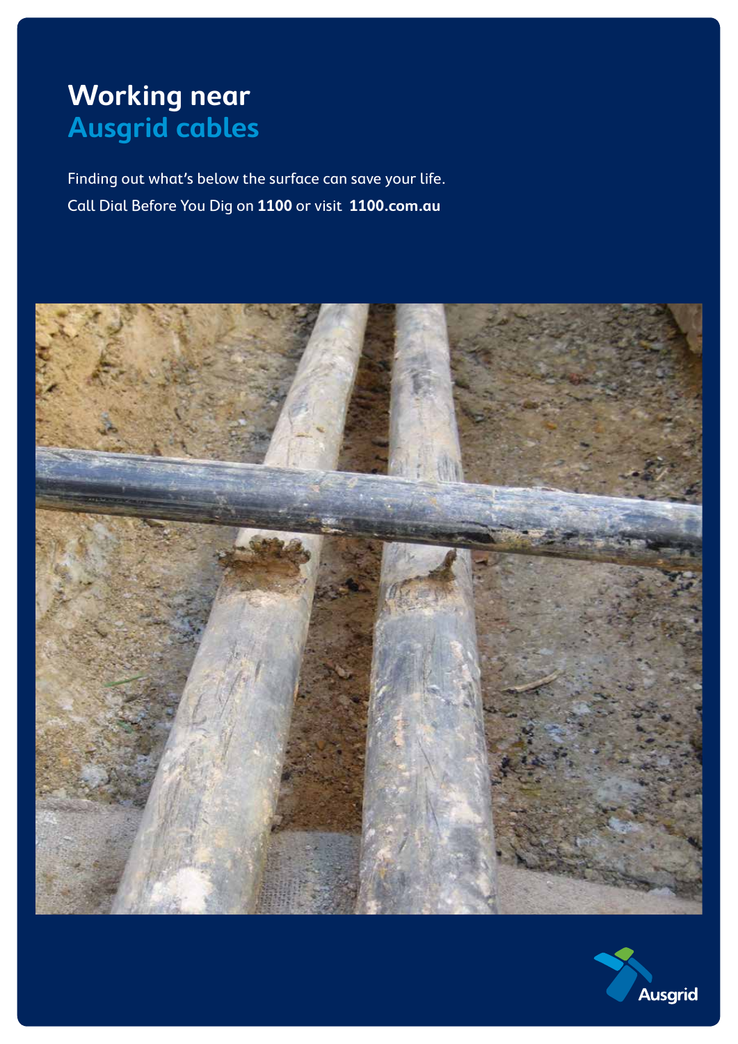# Working near Ausgrid cables

Finding out what's below the surface can save your life.

Call Dial Before You Dig on **1100** or visit **1100.com.au**

Ausgrid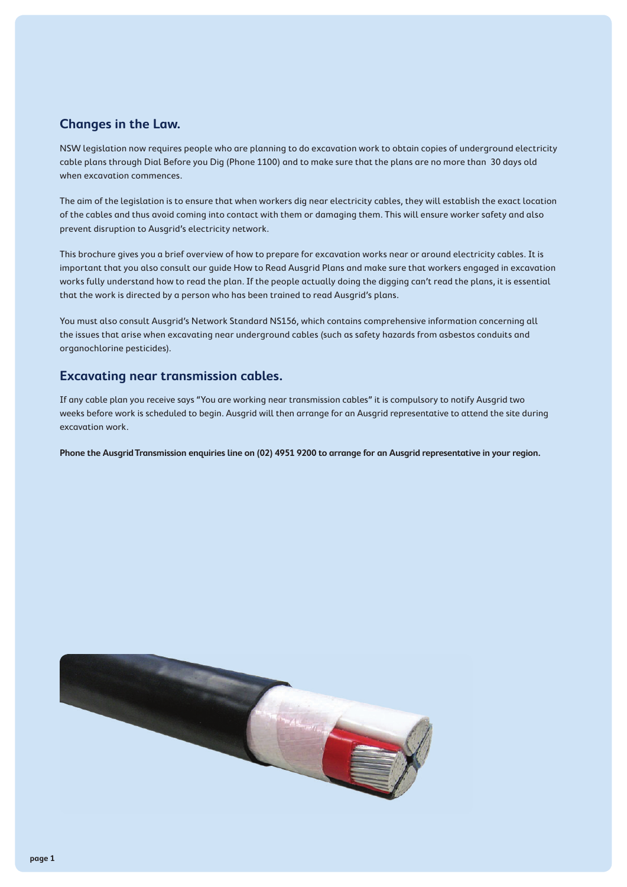## Changes in the Law.

NSW legislation now requires people who are planning to do excavation work to obtain copies of underground electricity cable plans through Dial Before you Dig (Phone 1100) and to make sure that the plans are no more than 30 days old when excavation commences.

The aim of the legislation is to ensure that when workers dig near electricity cables, they will establish the exact location of the cables and thus avoid coming into contact with them or damaging them. This will ensure worker safety and also prevent disruption to Ausgrid's electricity network.

This brochure gives you a brief overview of how to prepare for excavation works near or around electricity cables. It is important that you also consult our guide How to Read Ausgrid Plans and make sure that workers engaged in excavation works fully understand how to read the plan. If the people actually doing the digging can't read the plans, it is essential that the work is directed by a person who has been trained to read Ausgrid's plans.

You must also consult Ausgrid's Network Standard NS156, which contains comprehensive information concerning all the issues that arise when excavating near underground cables (such as safety hazards from asbestos conduits and organochlorine pesticides).

## Excavating near transmission cables.

If any cable plan you receive says "You are working near transmission cables" it is compulsory to notify Ausgrid two weeks before work is scheduled to begin. Ausgrid will then arrange for an Ausgrid representative to attend the site during excavation work.

**Phone the Ausgrid Transmission enquiries line on (02) 4951 9200 to arrange for an Ausgrid representative in your region.**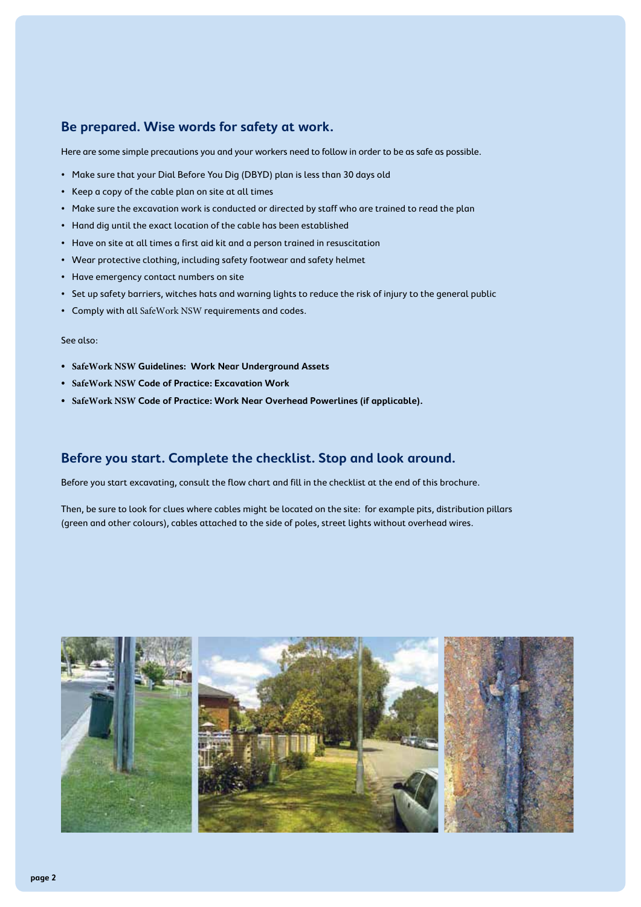## Be prepared. Wise words for safety at work.

Here are some simple precautions you and your workers need to follow in order to be as safe as possible.

- Make sure that your Dial Before You Dig (DBYD) plan is less than 30 days old
- Keep a copy of the cable plan on site at all times
- Make sure the excavation work is conducted or directed by staff who are trained to read the plan
- Hand dig until the exact location of the cable has been established
- Have on site at all times a first aid kit and a person trained in resuscitation
- Wear protective clothing, including safety footwear and safety helmet
- Have emergency contact numbers on site
- Set up safety barriers, witches hats and warning lights to reduce the risk of injury to the general public
- Comply with all SafeWork NSW requirements and codes.

See also:

- **SafeWork NSW Guidelines: Work Near Underground Assets**
- **SafeWork NSW Code of Practice: Excavation Work**
- **SafeWork NSW Code of Practice: Work Near Overhead Powerlines (if applicable).**

## Before you start. Complete the checklist. Stop and look around.

Before you start excavating, consult the flow chart and fill in the checklist at the end of this brochure.

Then, be sure to look for clues where cables might be located on the site: for example pits, distribution pillars (green and other colours), cables attached to the side of poles, street lights without overhead wires.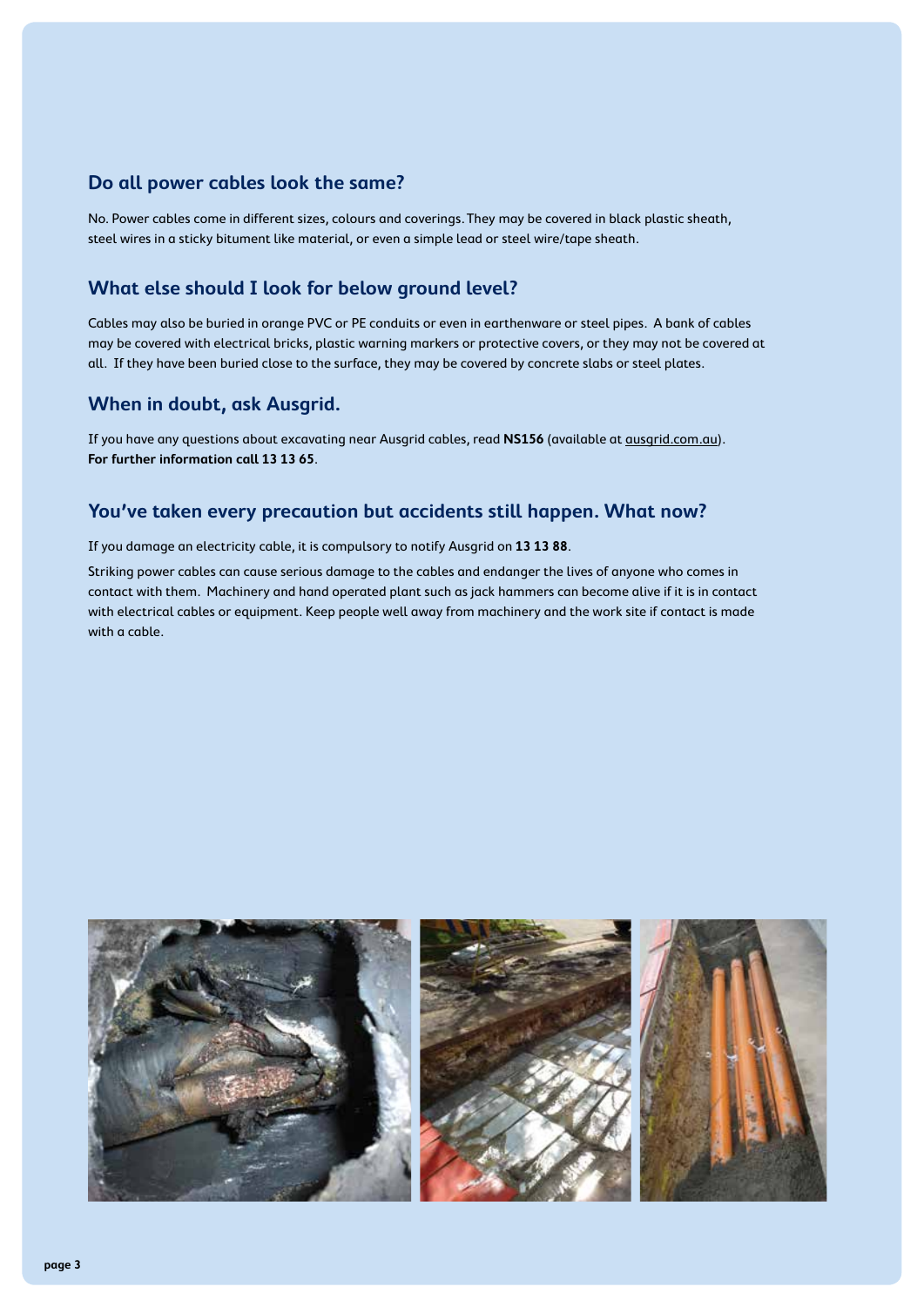## Do all power cables look the same?

No. Power cables come in different sizes, colours and coverings. They may be covered in black plastic sheath, steel wires in a sticky bitument like material, or even a simple lead or steel wire/tape sheath.

## What else should I look for below ground level?

Cables may also be buried in orange PVC or PE conduits or even in earthenware or steel pipes. A bank of cables may be covered with electrical bricks, plastic warning markers or protective covers, or they may not be covered at all. If they have been buried close to the surface, they may be covered by concrete slabs or steel plates.

## When in doubt, ask Ausgrid.

If you have any questions about excavating near Ausgrid cables, read **NS156** (available at ausgrid.com.au).
**For further information call 13 13 65**.

## You've taken every precaution but accidents still happen. What now?

If you damage an electricity cable, it is compulsory to notify Ausgrid on **13 13 88**.

Striking power cables can cause serious damage to the cables and endanger the lives of anyone who comes in contact with them. Machinery and hand operated plant such as jack hammers can become alive if it is in contact with electrical cables or equipment. Keep people well away from machinery and the work site if contact is made with a cable.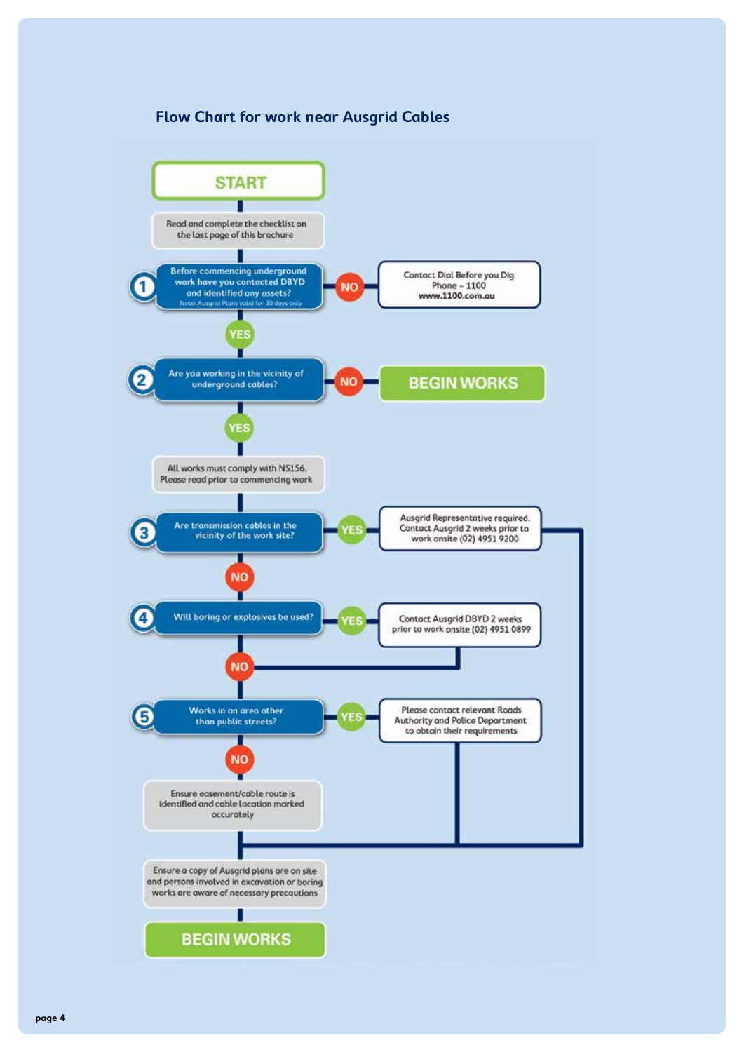## Flow Chart for work near Ausgrid Cables

**START**

Read and complete the checklist on the last page of this brochure

**1.** Before commencing underground work have you contacted DBYD and identified any assets?
*Note: Ausgrid Plans valid for 30 days only*

- **NO** → Contact Dial Before you Dig Phone – 1100 **www.1100.com.au**
- **YES** → go to 2

**2.** Are you working in the vicinity of underground cables?

- **NO** → **BEGIN WORKS**
- **YES** → All works must comply with NS156. Please read prior to commencing work

**3.** Are transmission cables in the vicinity of the work site?

- **YES** → Ausgrid Representative required. Contact Ausgrid 2 weeks prior to work onsite (02) 4951 9200
- **NO** → go to 4

**4.** Will boring or explosives be used?

- **YES** → Contact Ausgrid DBYD 2 weeks prior to work onsite (02) 4951 0899
- **NO** → go to 5

**5.** Works in an area other than public streets?

- **YES** → Please contact relevant Roads Authority and Police Department to obtain their requirements
- **NO** → Ensure easement/cable route is identified and cable location marked accurately

Ensure a copy of Ausgrid plans are on site and persons involved in excavation or boring works are aware of necessary precautions

**BEGIN WORKS**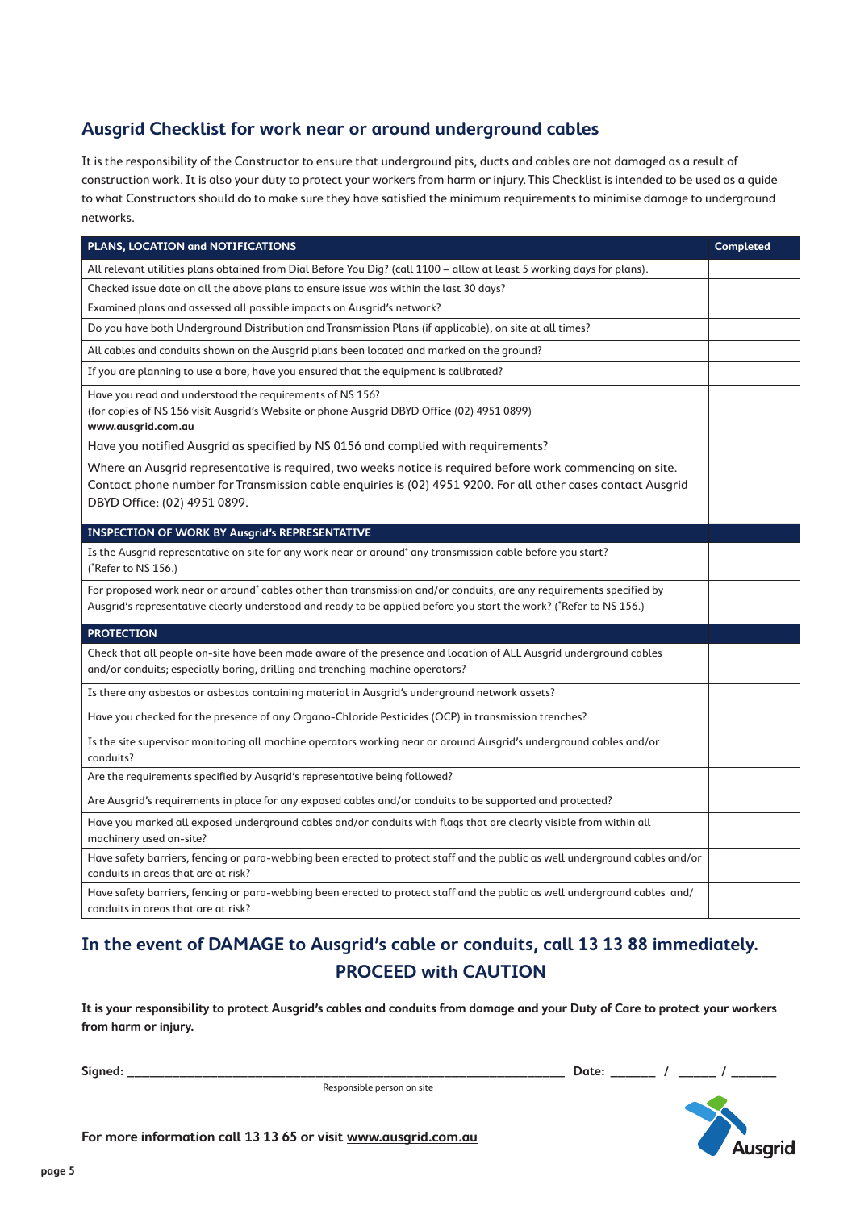## Ausgrid Checklist for work near or around underground cables

It is the responsibility of the Constructor to ensure that underground pits, ducts and cables are not damaged as a result of construction work. It is also your duty to protect your workers from harm or injury. This Checklist is intended to be used as a guide to what Constructors should do to make sure they have satisfied the minimum requirements to minimise damage to underground networks.

| PLANS, LOCATION and NOTIFICATIONS | Completed |
|---|---|
| All relevant utilities plans obtained from Dial Before You Dig? (call 1100 – allow at least 5 working days for plans). | |
| Checked issue date on all the above plans to ensure issue was within the last 30 days? | |
| Examined plans and assessed all possible impacts on Ausgrid's network? | |
| Do you have both Underground Distribution and Transmission Plans (if applicable), on site at all times? | |
| All cables and conduits shown on the Ausgrid plans been located and marked on the ground? | |
| If you are planning to use a bore, have you ensured that the equipment is calibrated? | |
| Have you read and understood the requirements of NS 156? (for copies of NS 156 visit Ausgrid's Website or phone Ausgrid DBYD Office (02) 4951 0899) **www.ausgrid.com.au** | |
| Have you notified Ausgrid as specified by NS 0156 and complied with requirements? Where an Ausgrid representative is required, two weeks notice is required before work commencing on site. Contact phone number for Transmission cable enquiries is (02) 4951 9200. For all other cases contact Ausgrid DBYD Office: (02) 4951 0899. | |
| **INSPECTION OF WORK BY Ausgrid's REPRESENTATIVE** | |
| Is the Ausgrid representative on site for any work near or around* any transmission cable before you start? (*Refer to NS 156.) | |
| For proposed work near or around* cables other than transmission and/or conduits, are any requirements specified by Ausgrid's representative clearly understood and ready to be applied before you start the work? (*Refer to NS 156.) | |
| **PROTECTION** | |
| Check that all people on-site have been made aware of the presence and location of ALL Ausgrid underground cables and/or conduits; especially boring, drilling and trenching machine operators? | |
| Is there any asbestos or asbestos containing material in Ausgrid's underground network assets? | |
| Have you checked for the presence of any Organo-Chloride Pesticides (OCP) in transmission trenches? | |
| Is the site supervisor monitoring all machine operators working near or around Ausgrid's underground cables and/or conduits? | |
| Are the requirements specified by Ausgrid's representative being followed? | |
| Are Ausgrid's requirements in place for any exposed cables and/or conduits to be supported and protected? | |
| Have you marked all exposed underground cables and/or conduits with flags that are clearly visible from within all machinery used on-site? | |
| Have safety barriers, fencing or para-webbing been erected to protect staff and the public as well underground cables and/or conduits in areas that are at risk? | |
| Have safety barriers, fencing or para-webbing been erected to protect staff and the public as well underground cables and/ conduits in areas that are at risk? | |

## In the event of DAMAGE to Ausgrid's cable or conduits, call 13 13 88 immediately. PROCEED with CAUTION

**It is your responsibility to protect Ausgrid's cables and conduits from damage and your Duty of Care to protect your workers from harm or injury.**

**Signed:** ________________________________ **Date:** _____ / _____ / _____

Responsible person on site

**For more information call 13 13 65 or visit www.ausgrid.com.au**

Ausgrid